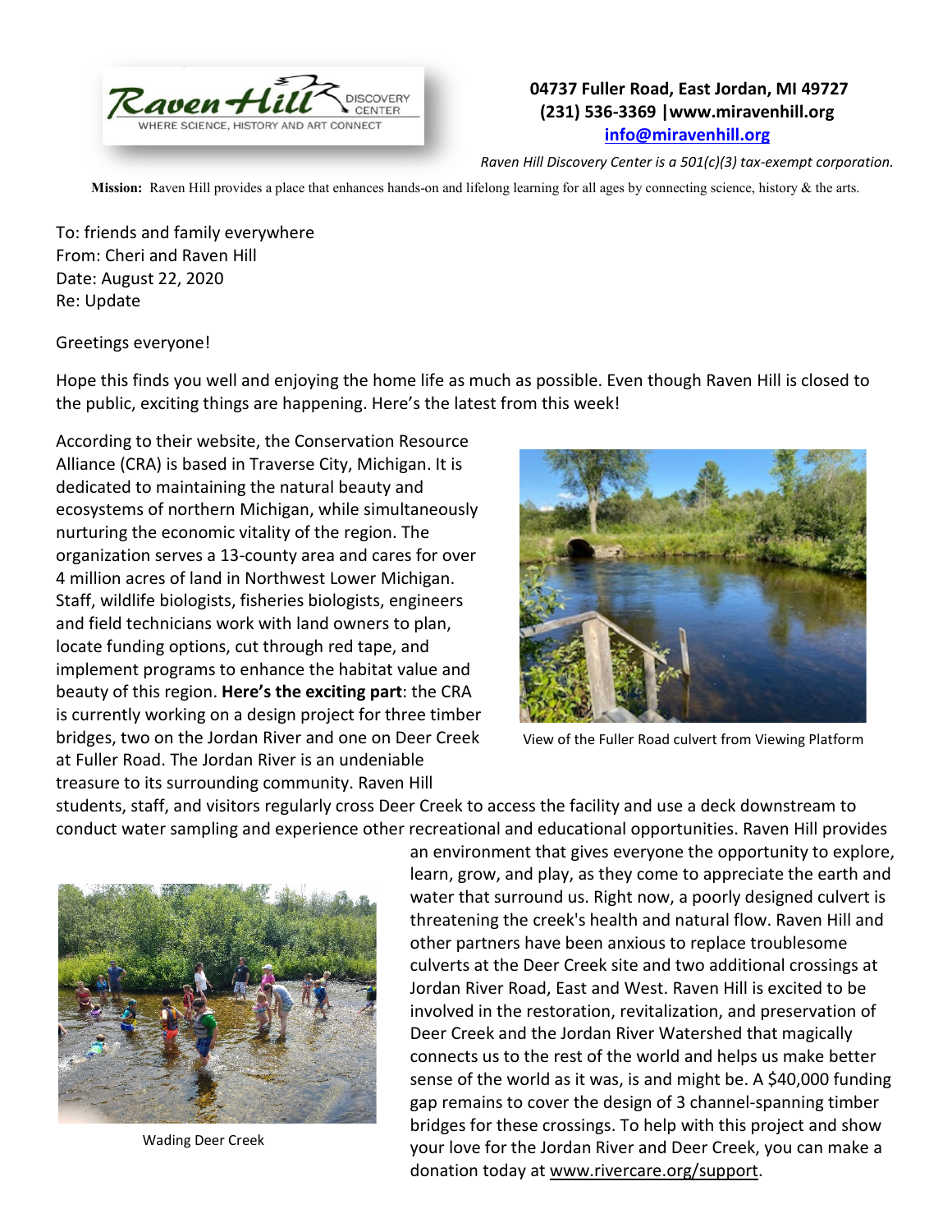Raven Hill DISCOVERY CENTER
WHERE SCIENCE, HISTORY AND ART CONNECT

**04737 Fuller Road, East Jordan, MI 49727**
**(231) 536-3369 |www.miravenhill.org**
**info@miravenhill.org**

*Raven Hill Discovery Center is a 501(c)(3) tax-exempt corporation.*

**Mission:** Raven Hill provides a place that enhances hands-on and lifelong learning for all ages by connecting science, history & the arts.

To: friends and family everywhere
From: Cheri and Raven Hill
Date: August 22, 2020
Re: Update

Greetings everyone!

Hope this finds you well and enjoying the home life as much as possible. Even though Raven Hill is closed to the public, exciting things are happening. Here's the latest from this week!

According to their website, the Conservation Resource Alliance (CRA) is based in Traverse City, Michigan. It is dedicated to maintaining the natural beauty and ecosystems of northern Michigan, while simultaneously nurturing the economic vitality of the region. The organization serves a 13-county area and cares for over 4 million acres of land in Northwest Lower Michigan. Staff, wildlife biologists, fisheries biologists, engineers and field technicians work with land owners to plan, locate funding options, cut through red tape, and implement programs to enhance the habitat value and beauty of this region. **Here's the exciting part**: the CRA is currently working on a design project for three timber bridges, two on the Jordan River and one on Deer Creek at Fuller Road. The Jordan River is an undeniable treasure to its surrounding community. Raven Hill students, staff, and visitors regularly cross Deer Creek to access the facility and use a deck downstream to conduct water sampling and experience other recreational and educational opportunities. Raven Hill provides an environment that gives everyone the opportunity to explore, learn, grow, and play, as they come to appreciate the earth and water that surround us. Right now, a poorly designed culvert is threatening the creek's health and natural flow. Raven Hill and other partners have been anxious to replace troublesome culverts at the Deer Creek site and two additional crossings at Jordan River Road, East and West. Raven Hill is excited to be involved in the restoration, revitalization, and preservation of Deer Creek and the Jordan River Watershed that magically connects us to the rest of the world and helps us make better sense of the world as it was, is and might be. A $40,000 funding gap remains to cover the design of 3 channel-spanning timber bridges for these crossings. To help with this project and show your love for the Jordan River and Deer Creek, you can make a donation today at www.rivercare.org/support.

View of the Fuller Road culvert from Viewing Platform

Wading Deer Creek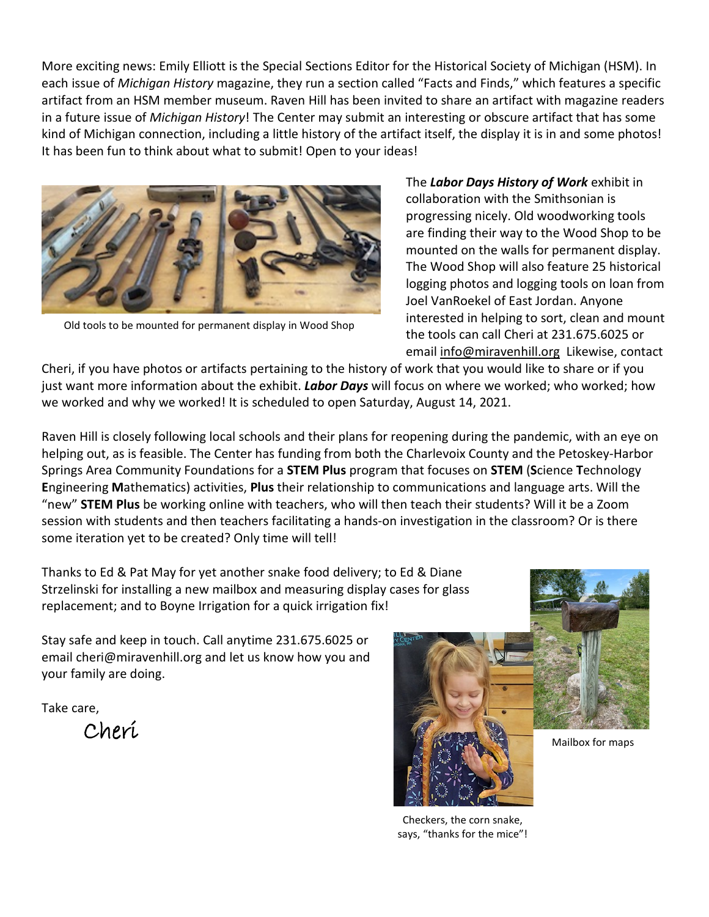More exciting news: Emily Elliott is the Special Sections Editor for the Historical Society of Michigan (HSM). In each issue of *Michigan History* magazine, they run a section called "Facts and Finds," which features a specific artifact from an HSM member museum. Raven Hill has been invited to share an artifact with magazine readers in a future issue of *Michigan History*! The Center may submit an interesting or obscure artifact that has some kind of Michigan connection, including a little history of the artifact itself, the display it is in and some photos! It has been fun to think about what to submit! Open to your ideas!

Old tools to be mounted for permanent display in Wood Shop

The ***Labor Days History of Work*** exhibit in collaboration with the Smithsonian is progressing nicely. Old woodworking tools are finding their way to the Wood Shop to be mounted on the walls for permanent display. The Wood Shop will also feature 25 historical logging photos and logging tools on loan from Joel VanRoekel of East Jordan. Anyone interested in helping to sort, clean and mount the tools can call Cheri at 231.675.6025 or email info@miravenhill.org Likewise, contact Cheri, if you have photos or artifacts pertaining to the history of work that you would like to share or if you just want more information about the exhibit. ***Labor Days*** will focus on where we worked; who worked; how we worked and why we worked! It is scheduled to open Saturday, August 14, 2021.

Raven Hill is closely following local schools and their plans for reopening during the pandemic, with an eye on helping out, as is feasible. The Center has funding from both the Charlevoix County and the Petoskey-Harbor Springs Area Community Foundations for a **STEM Plus** program that focuses on **STEM** (**S**cience **T**echnology **E**ngineering **M**athematics) activities, **Plus** their relationship to communications and language arts. Will the "new" **STEM Plus** be working online with teachers, who will then teach their students? Will it be a Zoom session with students and then teachers facilitating a hands-on investigation in the classroom? Or is there some iteration yet to be created? Only time will tell!

Thanks to Ed & Pat May for yet another snake food delivery; to Ed & Diane Strzelinski for installing a new mailbox and measuring display cases for glass replacement; and to Boyne Irrigation for a quick irrigation fix!

Stay safe and keep in touch. Call anytime 231.675.6025 or email cheri@miravenhill.org and let us know how you and your family are doing.

Take care,

Cheri

Mailbox for maps

Checkers, the corn snake, says, "thanks for the mice"!